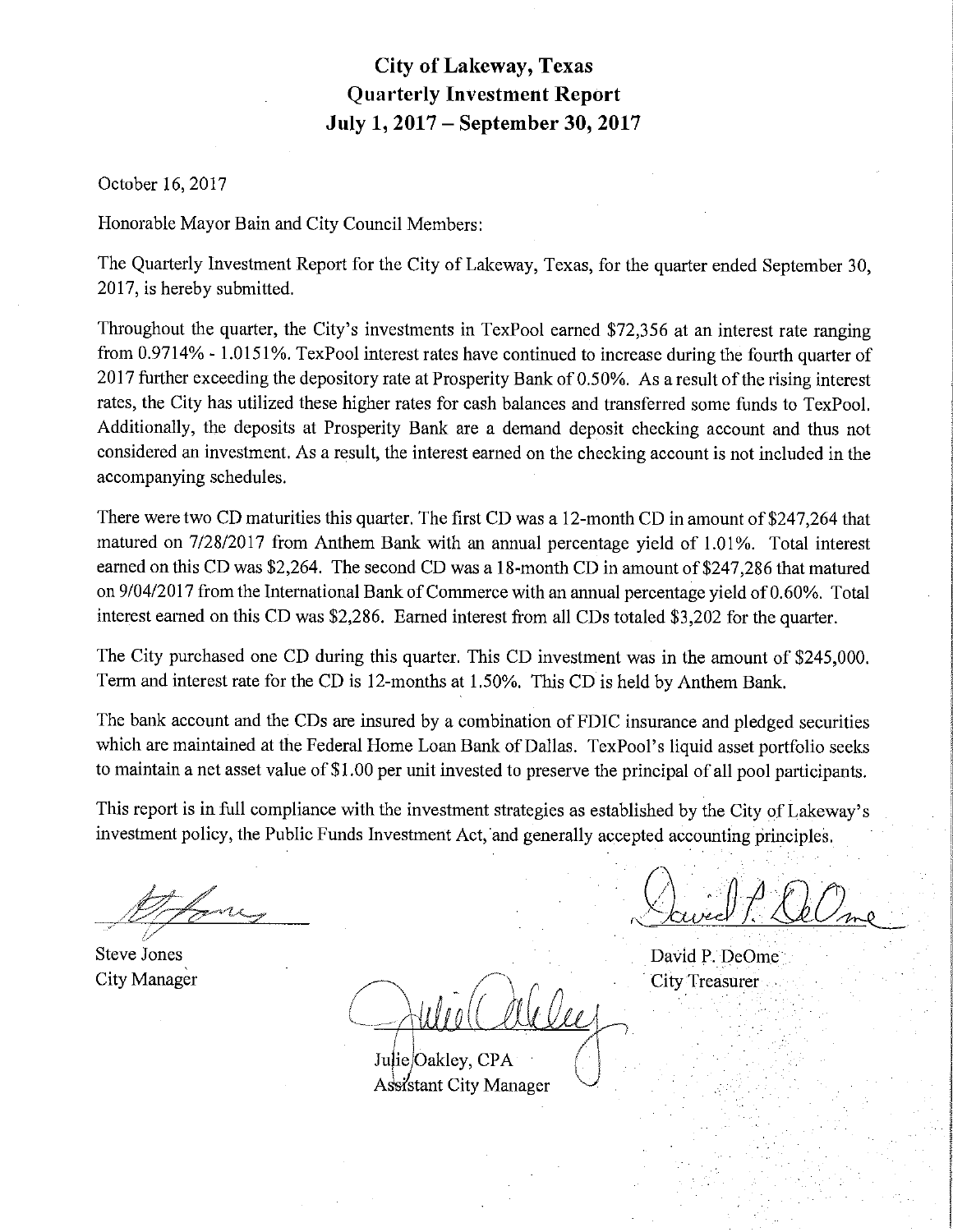# City of Lakeway, Texas
## Quarterly Investment Report
## July 1, 2017 – September 30, 2017

October 16, 2017

Honorable Mayor Bain and City Council Members:

The Quarterly Investment Report for the City of Lakeway, Texas, for the quarter ended September 30, 2017, is hereby submitted.

Throughout the quarter, the City's investments in TexPool earned $72,356 at an interest rate ranging from 0.9714% - 1.0151%. TexPool interest rates have continued to increase during the fourth quarter of 2017 further exceeding the depository rate at Prosperity Bank of 0.50%. As a result of the rising interest rates, the City has utilized these higher rates for cash balances and transferred some funds to TexPool. Additionally, the deposits at Prosperity Bank are a demand deposit checking account and thus not considered an investment. As a result, the interest earned on the checking account is not included in the accompanying schedules.

There were two CD maturities this quarter. The first CD was a 12-month CD in amount of $247,264 that matured on 7/28/2017 from Anthem Bank with an annual percentage yield of 1.01%. Total interest earned on this CD was $2,264. The second CD was a 18-month CD in amount of $247,286 that matured on 9/04/2017 from the International Bank of Commerce with an annual percentage yield of 0.60%. Total interest earned on this CD was $2,286. Earned interest from all CDs totaled $3,202 for the quarter.

The City purchased one CD during this quarter. This CD investment was in the amount of $245,000. Term and interest rate for the CD is 12-months at 1.50%. This CD is held by Anthem Bank.

The bank account and the CDs are insured by a combination of FDIC insurance and pledged securities which are maintained at the Federal Home Loan Bank of Dallas. TexPool's liquid asset portfolio seeks to maintain a net asset value of $1.00 per unit invested to preserve the principal of all pool participants.

This report is in full compliance with the investment strategies as established by the City of Lakeway's investment policy, the Public Funds Investment Act, and generally accepted accounting principles.

Steve Jones
City Manager

Julie Oakley, CPA
Assistant City Manager

David P. DeOme
City Treasurer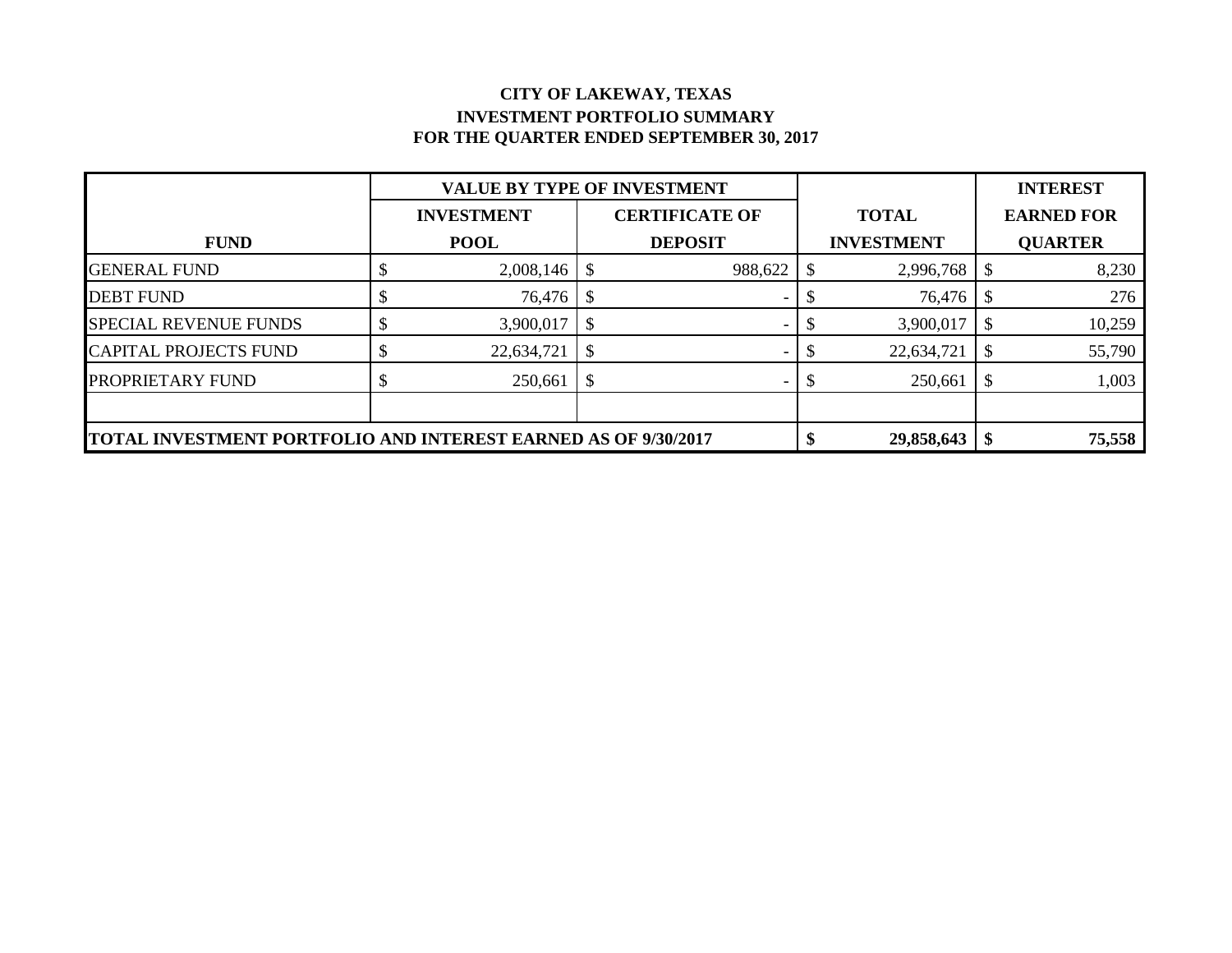# CITY OF LAKEWAY, TEXAS
## INVESTMENT PORTFOLIO SUMMARY
## FOR THE QUARTER ENDED SEPTEMBER 30, 2017

| FUND | VALUE BY TYPE OF INVESTMENT | | TOTAL INVESTMENT | INTEREST EARNED FOR QUARTER |
|---|---|---|---|---|
| | INVESTMENT POOL | CERTIFICATE OF DEPOSIT | | |
| GENERAL FUND | $ 2,008,146 | $ 988,622 | $ 2,996,768 | $ 8,230 |
| DEBT FUND | $ 76,476 | $ - | $ 76,476 | $ 276 |
| SPECIAL REVENUE FUNDS | $ 3,900,017 | $ - | $ 3,900,017 | $ 10,259 |
| CAPITAL PROJECTS FUND | $ 22,634,721 | $ - | $ 22,634,721 | $ 55,790 |
| PROPRIETARY FUND | $ 250,661 | $ - | $ 250,661 | $ 1,003 |
| | | | | |
| **TOTAL INVESTMENT PORTFOLIO AND INTEREST EARNED AS OF 9/30/2017** | | | **$ 29,858,643** | **$ 75,558** |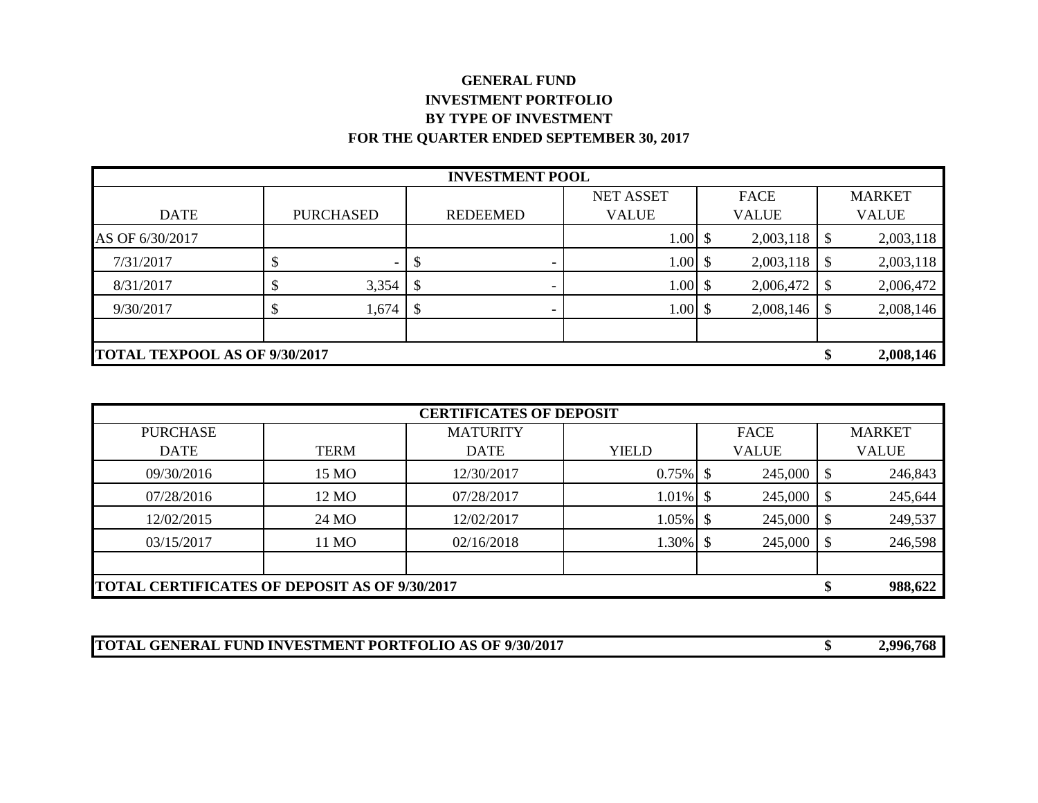**GENERAL FUND**

**INVESTMENT PORTFOLIO**

**BY TYPE OF INVESTMENT**

**FOR THE QUARTER ENDED SEPTEMBER 30, 2017**

| **INVESTMENT POOL** | | | | | |
|---|---|---|---|---|---|
| DATE | PURCHASED | REDEEMED | NET ASSET VALUE | FACE VALUE | MARKET VALUE |
| AS OF 6/30/2017 | | | 1.00 | $ 2,003,118 | $ 2,003,118 |
| 7/31/2017 | $ - | $ - | 1.00 | $ 2,003,118 | $ 2,003,118 |
| 8/31/2017 | $ 3,354 | $ - | 1.00 | $ 2,006,472 | $ 2,006,472 |
| 9/30/2017 | $ 1,674 | $ - | 1.00 | $ 2,008,146 | $ 2,008,146 |
| | | | | | |
| **TOTAL TEXPOOL AS OF 9/30/2017** | | | | | **$ 2,008,146** |

| **CERTIFICATES OF DEPOSIT** | | | | | |
|---|---|---|---|---|---|
| PURCHASE DATE | TERM | MATURITY DATE | YIELD | FACE VALUE | MARKET VALUE |
| 09/30/2016 | 15 MO | 12/30/2017 | 0.75% | $ 245,000 | $ 246,843 |
| 07/28/2016 | 12 MO | 07/28/2017 | 1.01% | $ 245,000 | $ 245,644 |
| 12/02/2015 | 24 MO | 12/02/2017 | 1.05% | $ 245,000 | $ 249,537 |
| 03/15/2017 | 11 MO | 02/16/2018 | 1.30% | $ 245,000 | $ 246,598 |
| | | | | | |
| **TOTAL CERTIFICATES OF DEPOSIT AS OF 9/30/2017** | | | | | **$ 988,622** |

| **TOTAL GENERAL FUND INVESTMENT PORTFOLIO AS OF 9/30/2017** | **$ 2,996,768** |
|---|---|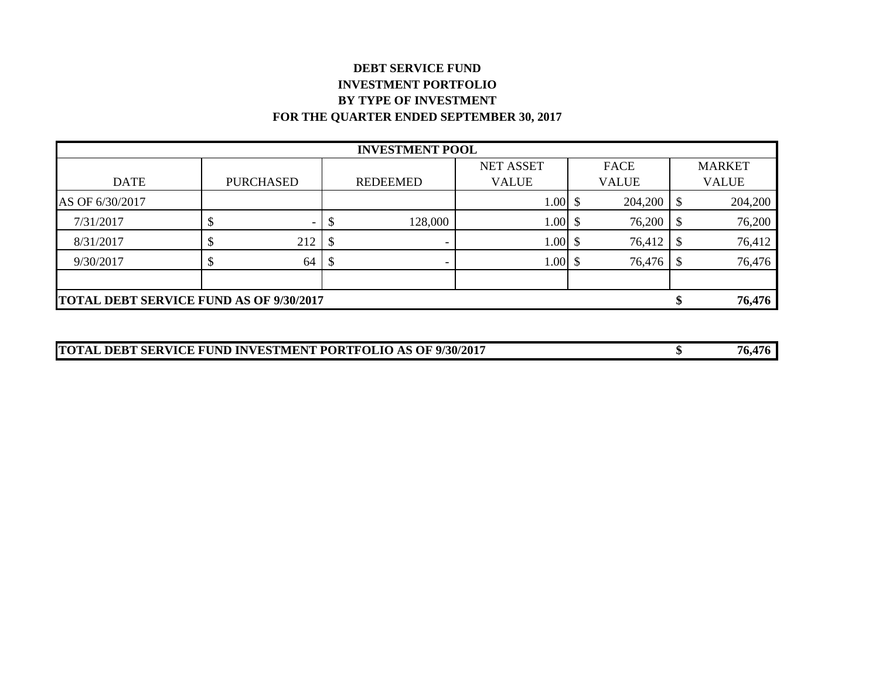**DEBT SERVICE FUND**
**INVESTMENT PORTFOLIO**
**BY TYPE OF INVESTMENT**
**FOR THE QUARTER ENDED SEPTEMBER 30, 2017**

| **INVESTMENT POOL** | | | | | |
|---|---|---|---|---|---|
| DATE | PURCHASED | REDEEMED | NET ASSET VALUE | FACE VALUE | MARKET VALUE |
| AS OF 6/30/2017 | | | 1.00 | $ 204,200 | $ 204,200 |
| 7/31/2017 | $ - | $ 128,000 | 1.00 | $ 76,200 | $ 76,200 |
| 8/31/2017 | $ 212 | $ - | 1.00 | $ 76,412 | $ 76,412 |
| 9/30/2017 | $ 64 | $ - | 1.00 | $ 76,476 | $ 76,476 |
| | | | | | |
| **TOTAL DEBT SERVICE FUND AS OF 9/30/2017** | | | | | **$ 76,476** |

| | |
|---|---|
| **TOTAL DEBT SERVICE FUND INVESTMENT PORTFOLIO AS OF 9/30/2017** | **$ 76,476** |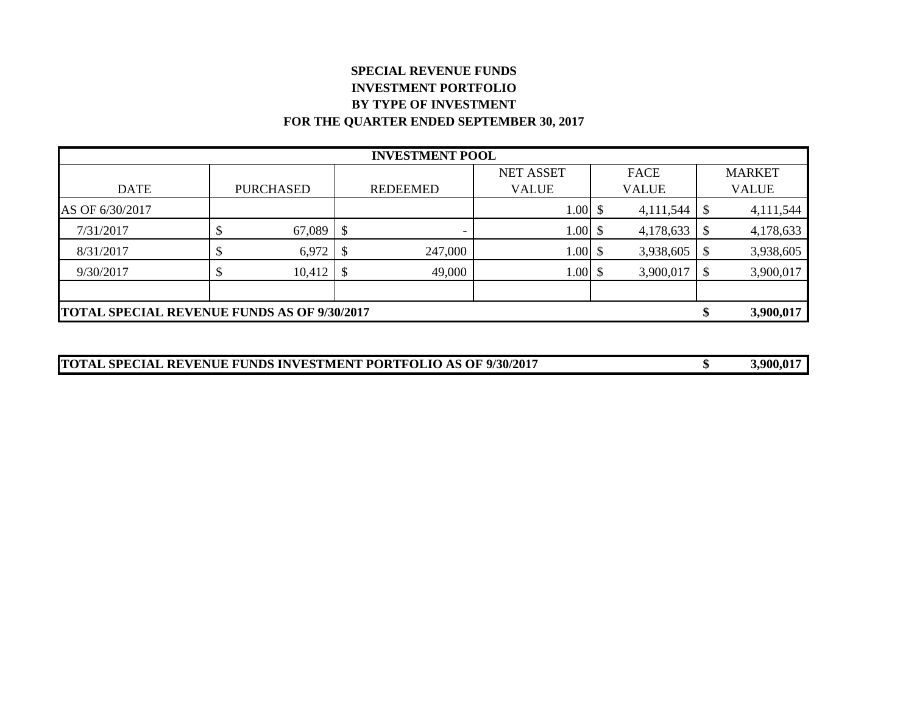**SPECIAL REVENUE FUNDS**
**INVESTMENT PORTFOLIO**
**BY TYPE OF INVESTMENT**
**FOR THE QUARTER ENDED SEPTEMBER 30, 2017**

| **INVESTMENT POOL** | | | | | |
|---|---|---|---|---|---|
| DATE | PURCHASED | REDEEMED | NET ASSET VALUE | FACE VALUE | MARKET VALUE |
| AS OF 6/30/2017 | | | 1.00 | $ 4,111,544 | $ 4,111,544 |
| 7/31/2017 | $ 67,089 | $ - | 1.00 | $ 4,178,633 | $ 4,178,633 |
| 8/31/2017 | $ 6,972 | $ 247,000 | 1.00 | $ 3,938,605 | $ 3,938,605 |
| 9/30/2017 | $ 10,412 | $ 49,000 | 1.00 | $ 3,900,017 | $ 3,900,017 |
| | | | | | |
| **TOTAL SPECIAL REVENUE FUNDS AS OF 9/30/2017** | | | | | **$ 3,900,017** |

| **TOTAL SPECIAL REVENUE FUNDS INVESTMENT PORTFOLIO AS OF 9/30/2017** | **$ 3,900,017** |
|---|---|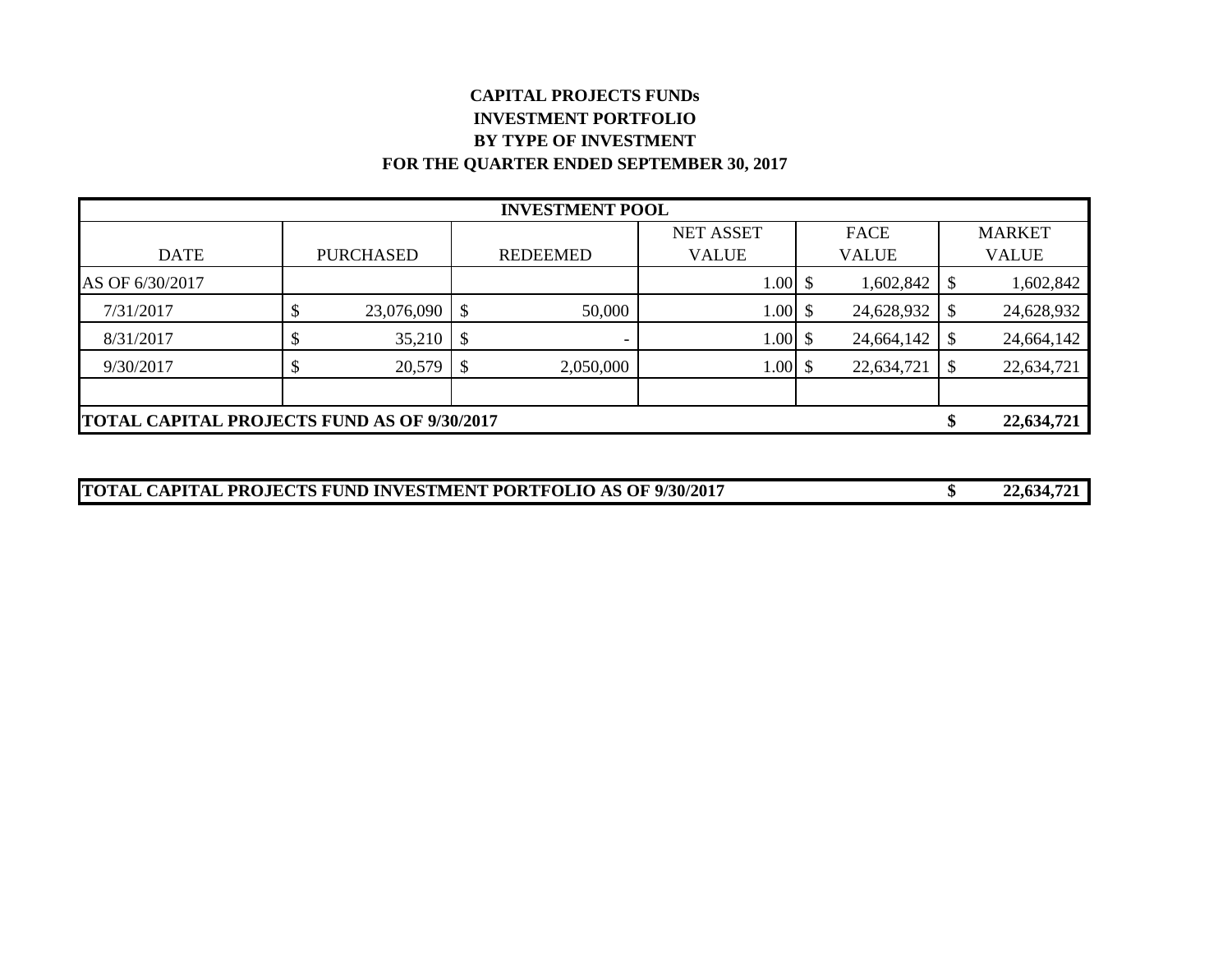**CAPITAL PROJECTS FUNDs**

**INVESTMENT PORTFOLIO**

**BY TYPE OF INVESTMENT**

**FOR THE QUARTER ENDED SEPTEMBER 30, 2017**

| **INVESTMENT POOL** | | | | | |
|---|---|---|---|---|---|
| DATE | PURCHASED | REDEEMED | NET ASSET VALUE | FACE VALUE | MARKET VALUE |
| AS OF 6/30/2017 | | | 1.00 | $ 1,602,842 | $ 1,602,842 |
| 7/31/2017 | $ 23,076,090 | $ 50,000 | 1.00 | $ 24,628,932 | $ 24,628,932 |
| 8/31/2017 | $ 35,210 | $ - | 1.00 | $ 24,664,142 | $ 24,664,142 |
| 9/30/2017 | $ 20,579 | $ 2,050,000 | 1.00 | $ 22,634,721 | $ 22,634,721 |
| | | | | | |
| **TOTAL CAPITAL PROJECTS FUND AS OF 9/30/2017** | | | | | **$ 22,634,721** |

| **TOTAL CAPITAL PROJECTS FUND INVESTMENT PORTFOLIO AS OF 9/30/2017** | **$ 22,634,721** |
|---|---|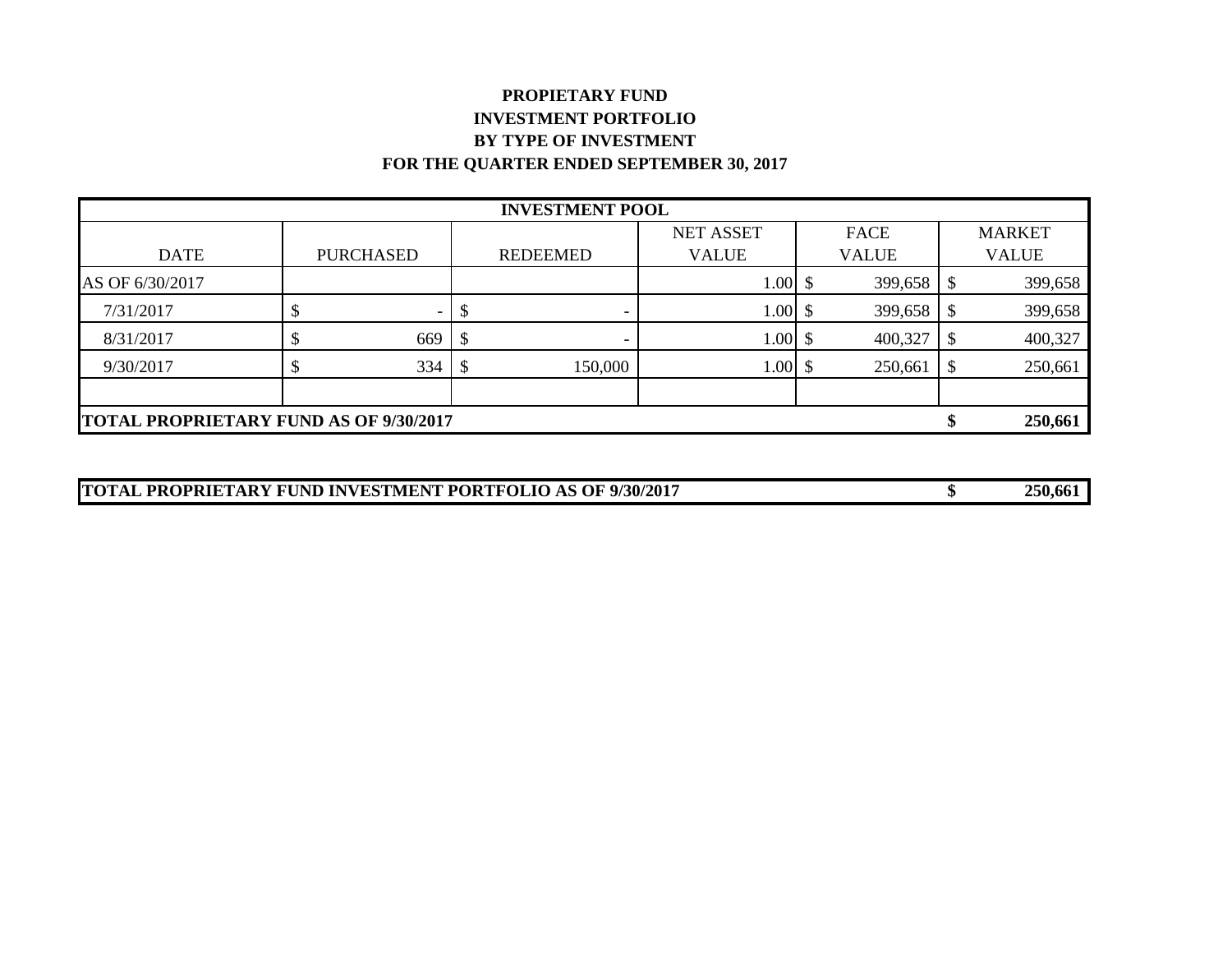**PROPIETARY FUND**
**INVESTMENT PORTFOLIO**
**BY TYPE OF INVESTMENT**
**FOR THE QUARTER ENDED SEPTEMBER 30, 2017**

| INVESTMENT POOL | | | | | |
|---|---|---|---|---|---|
| DATE | PURCHASED | REDEEMED | NET ASSET VALUE | FACE VALUE | MARKET VALUE |
| AS OF 6/30/2017 | | | 1.00 | $ 399,658 | $ 399,658 |
| 7/31/2017 | $ - | $ - | 1.00 | $ 399,658 | $ 399,658 |
| 8/31/2017 | $ 669 | $ - | 1.00 | $ 400,327 | $ 400,327 |
| 9/30/2017 | $ 334 | $ 150,000 | 1.00 | $ 250,661 | $ 250,661 |
| | | | | | |
| **TOTAL PROPRIETARY FUND AS OF 9/30/2017** | | | | | **$ 250,661** |

| | |
|---|---|
| **TOTAL PROPRIETARY FUND INVESTMENT PORTFOLIO AS OF 9/30/2017** | **$ 250,661** |